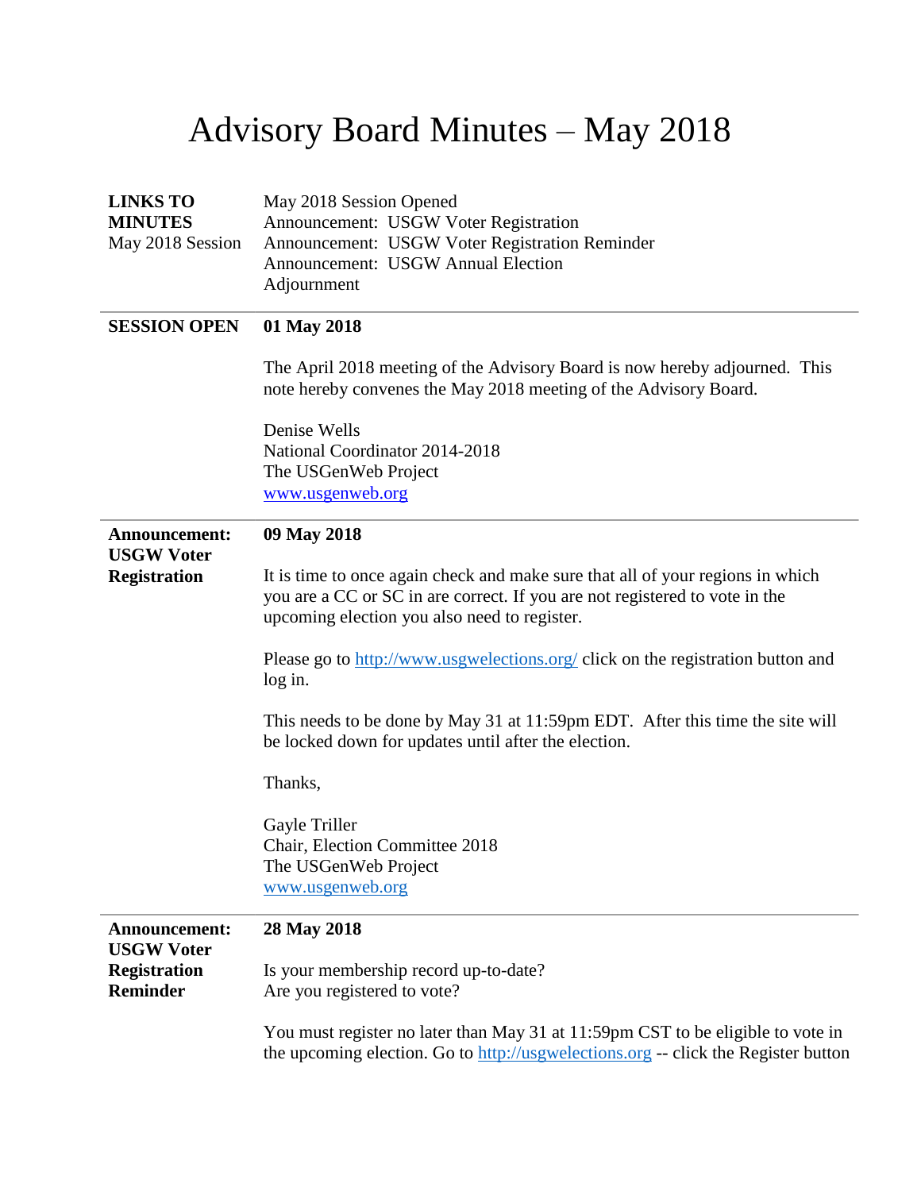# Advisory Board Minutes – May 2018

| | |
|---|---|
| **LINKS TO MINUTES** May 2018 Session | May 2018 Session Opened<br>Announcement: USGW Voter Registration<br>Announcement: USGW Voter Registration Reminder<br>Announcement: USGW Annual Election<br>Adjournment |

---

**SESSION OPEN**

**01 May 2018**

The April 2018 meeting of the Advisory Board is now hereby adjourned. This note hereby convenes the May 2018 meeting of the Advisory Board.

Denise Wells
National Coordinator 2014-2018
The USGenWeb Project
www.usgenweb.org

---

**Announcement: USGW Voter Registration**

**09 May 2018**

It is time to once again check and make sure that all of your regions in which you are a CC or SC in are correct. If you are not registered to vote in the upcoming election you also need to register.

Please go to http://www.usgwelections.org/ click on the registration button and log in.

This needs to be done by May 31 at 11:59pm EDT. After this time the site will be locked down for updates until after the election.

Thanks,

Gayle Triller
Chair, Election Committee 2018
The USGenWeb Project
www.usgenweb.org

---

**Announcement: USGW Voter Registration Reminder**

**28 May 2018**

Is your membership record up-to-date?
Are you registered to vote?

You must register no later than May 31 at 11:59pm CST to be eligible to vote in the upcoming election. Go to http://usgwelections.org -- click the Register button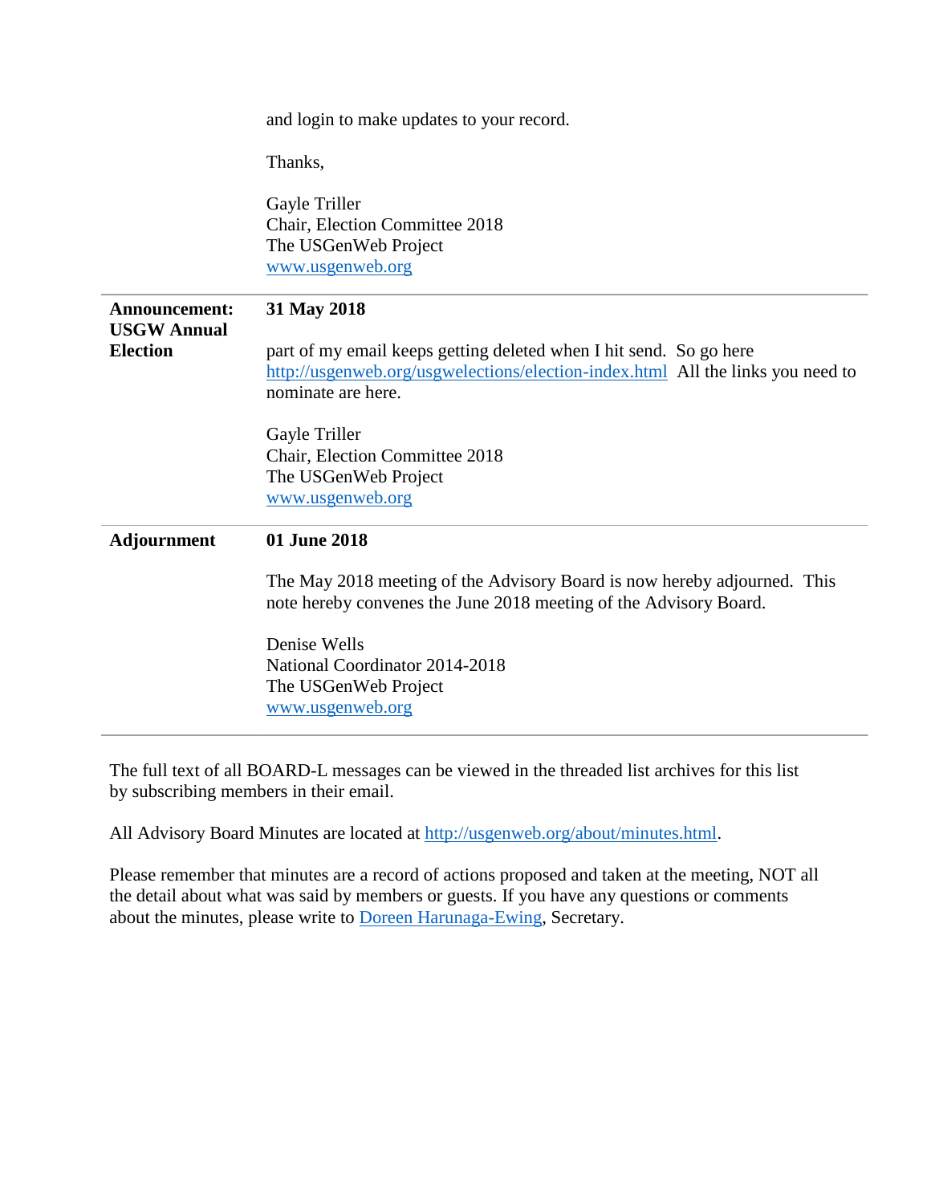| | |
|---|---|
| | and login to make updates to your record.<br><br>Thanks,<br><br>Gayle Triller<br>Chair, Election Committee 2018<br>The USGenWeb Project<br>www.usgenweb.org |
| **Announcement: USGW Annual Election** | **31 May 2018**<br><br>part of my email keeps getting deleted when I hit send. So go here http://usgenweb.org/usgwelections/election-index.html All the links you need to nominate are here.<br><br>Gayle Triller<br>Chair, Election Committee 2018<br>The USGenWeb Project<br>www.usgenweb.org |
| **Adjournment** | **01 June 2018**<br><br>The May 2018 meeting of the Advisory Board is now hereby adjourned. This note hereby convenes the June 2018 meeting of the Advisory Board.<br><br>Denise Wells<br>National Coordinator 2014-2018<br>The USGenWeb Project<br>www.usgenweb.org |

The full text of all BOARD-L messages can be viewed in the threaded list archives for this list by subscribing members in their email.

All Advisory Board Minutes are located at http://usgenweb.org/about/minutes.html.

Please remember that minutes are a record of actions proposed and taken at the meeting, NOT all the detail about what was said by members or guests. If you have any questions or comments about the minutes, please write to Doreen Harunaga-Ewing, Secretary.